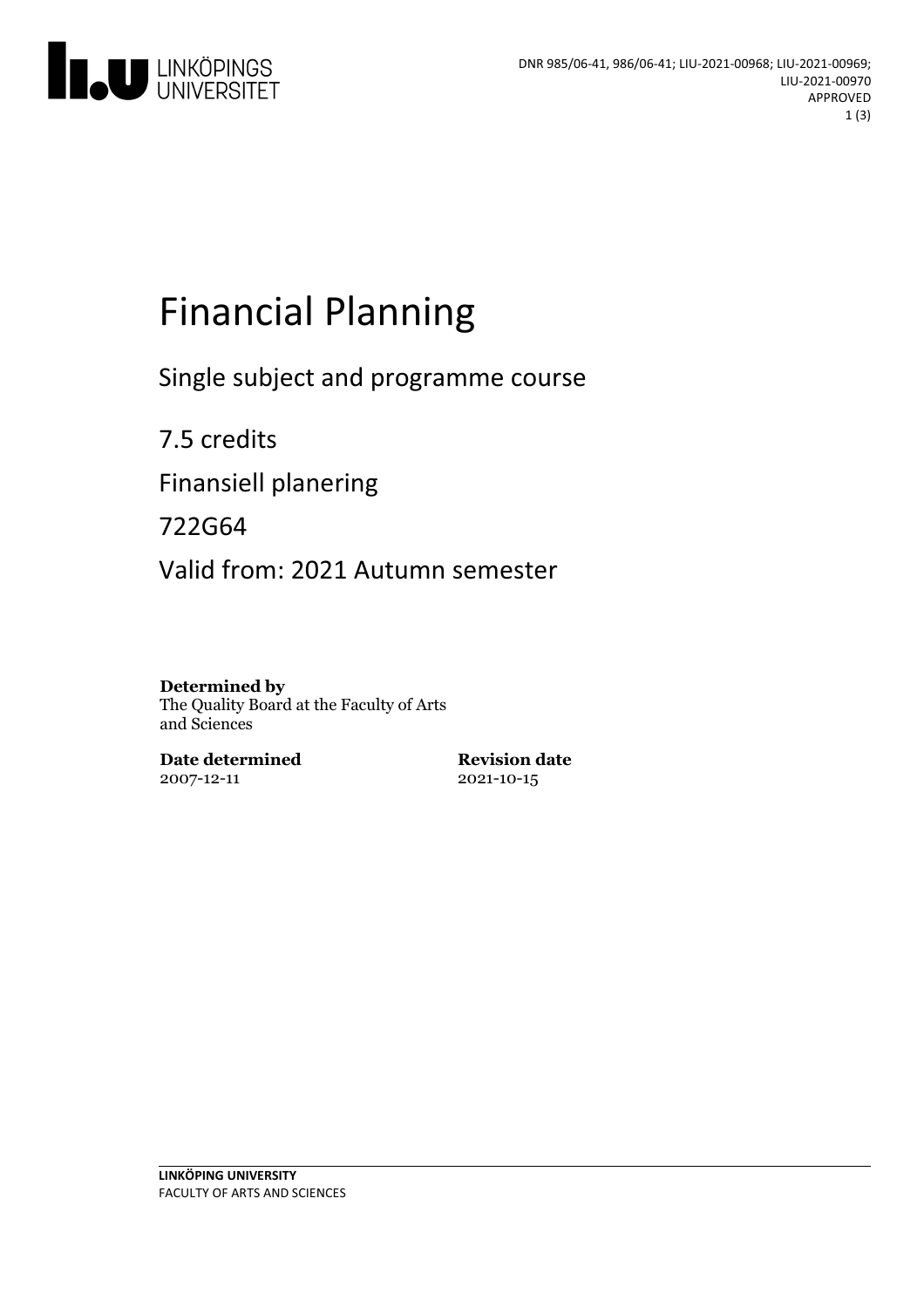DNR 985/06-41, 986/06-41; LIU-2021-00968; LIU-2021-00969; LIU-2021-00970
APPROVED

# Financial Planning

Single subject and programme course

7.5 credits

Finansiell planering

722G64

Valid from: 2021 Autumn semester

**Determined by**
The Quality Board at the Faculty of Arts and Sciences

**Date determined**
2007-12-11

**Revision date**
2021-10-15

LINKÖPING UNIVERSITY
FACULTY OF ARTS AND SCIENCES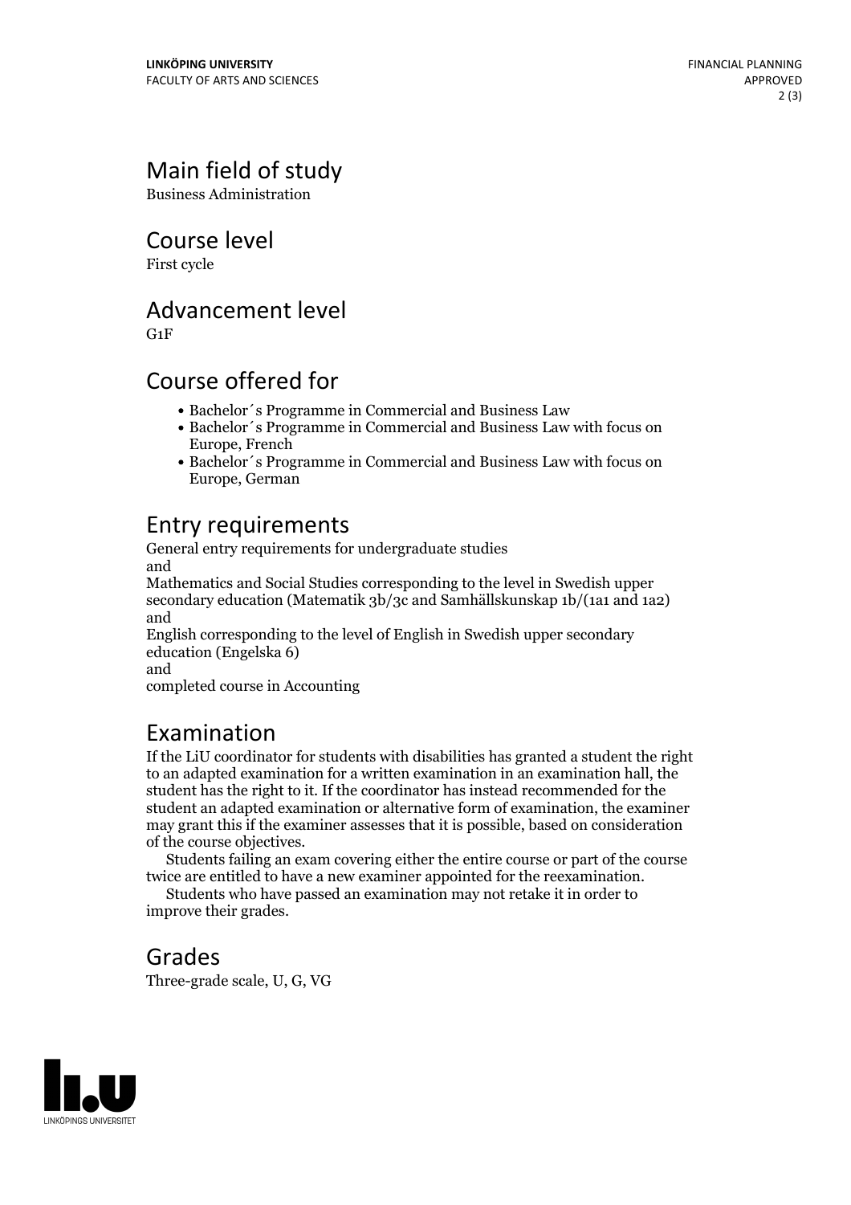## Main field of study

Business Administration

## Course level

First cycle

## Advancement level

G1F

## Course offered for

- Bachelor´s Programme in Commercial and Business Law
- Bachelor´s Programme in Commercial and Business Law with focus on Europe, French
- Bachelor´s Programme in Commercial and Business Law with focus on Europe, German

## Entry requirements

General entry requirements for undergraduate studies
and
Mathematics and Social Studies corresponding to the level in Swedish upper secondary education (Matematik 3b/3c and Samhällskunskap 1b/(1a1 and 1a2)
and
English corresponding to the level of English in Swedish upper secondary education (Engelska 6)
and
completed course in Accounting

## Examination

If the LiU coordinator for students with disabilities has granted a student the right to an adapted examination for a written examination in an examination hall, the student has the right to it. If the coordinator has instead recommended for the student an adapted examination or alternative form of examination, the examiner may grant this if the examiner assesses that it is possible, based on consideration of the course objectives.

Students failing an exam covering either the entire course or part of the course twice are entitled to have a new examiner appointed for the reexamination.

Students who have passed an examination may not retake it in order to improve their grades.

## Grades

Three-grade scale, U, G, VG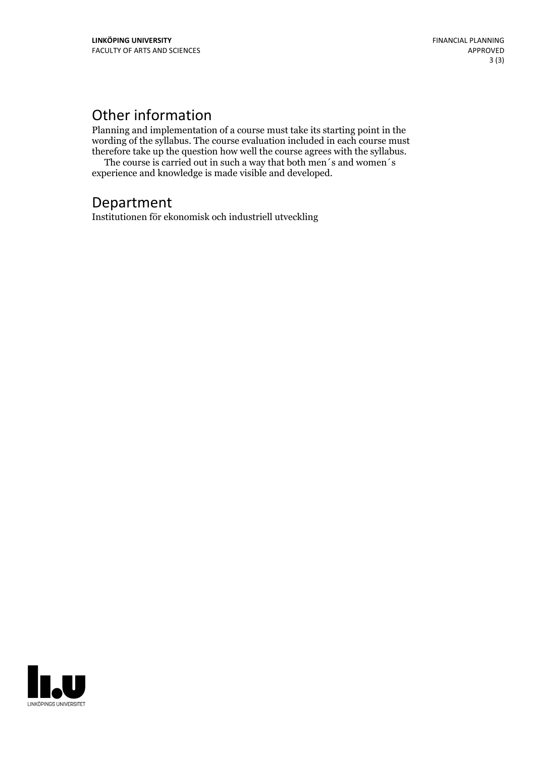## Other information

Planning and implementation of a course must take its starting point in the wording of the syllabus. The course evaluation included in each course must therefore take up the question how well the course agrees with the syllabus.

The course is carried out in such a way that both men´s and women´s experience and knowledge is made visible and developed.

## Department

Institutionen för ekonomisk och industriell utveckling